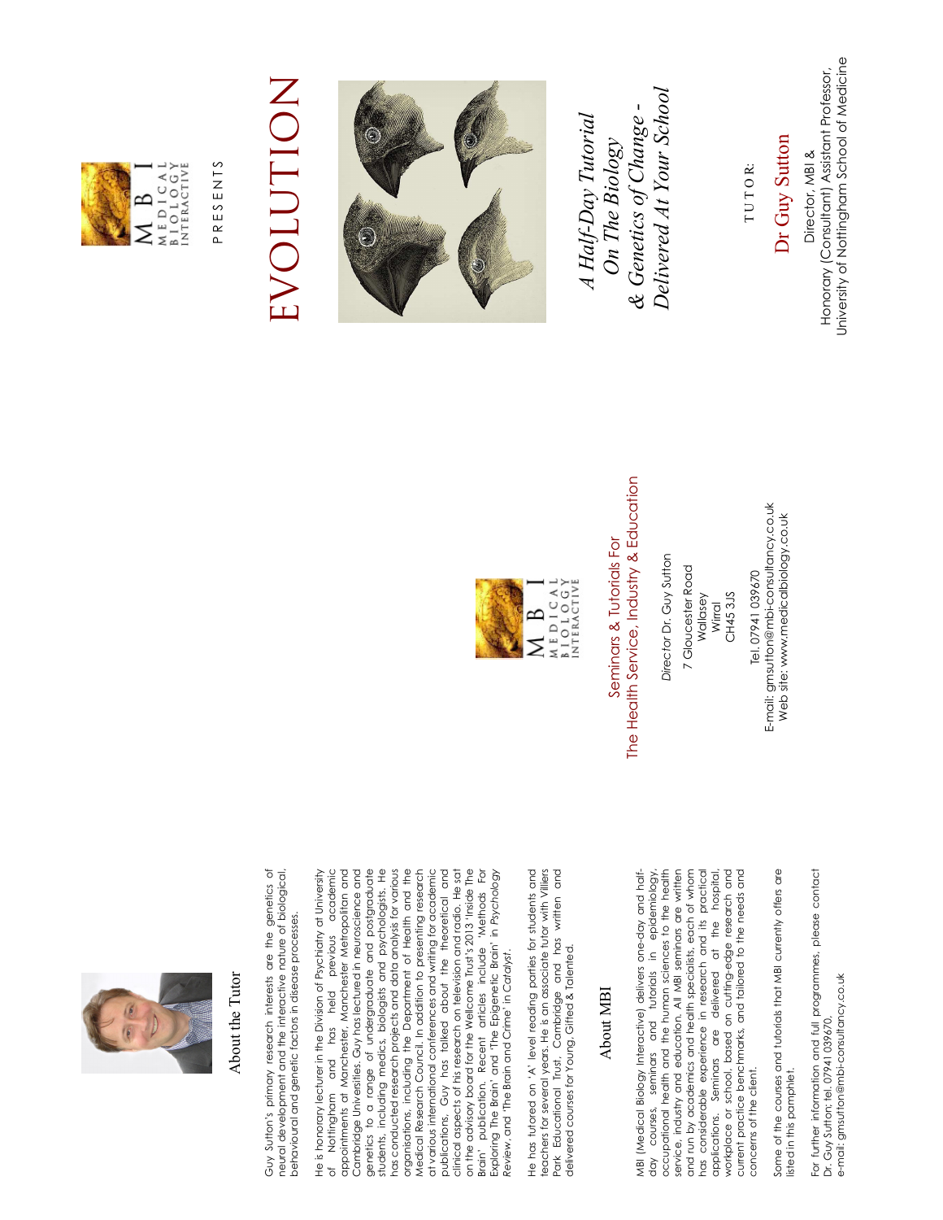## About the Tutor

Guy Sutton's primary research interests are the genetics of neural development and the interactive nature of biological, behavioural and genetic factors in disease processes.

He is honorary lecturer in the Division of Psychiatry at University of Nottingham and has held previous academic appointments at Manchester, Manchester Metropolitan and Cambridge Universities. Guy has lectured in neuroscience and genetics to a range of undergraduate and postgraduate students, including medics, biologists and psychologists. He has conducted research projects and data analysis for various organisations, including the Department of Health and the Medical Research Council. In addition to presenting research at various international conferences and writing for academic publications, Guy has talked about the theoretical and clinical aspects of his research on television and radio. He sat on the advisory board for the Wellcome Trust's 2013 'Inside The Brain' publication. Recent articles include 'Methods For Exploring The Brain' and 'The Epigenetic Brain' in *Psychology Review*, and 'The Brain and Crime' in *Catalyst*.

He has tutored on 'A' level reading parties for students and teachers for several years. He is an associate tutor with Villiers Park Educational Trust, Cambridge and has written and delivered courses for Young, Gifted & Talented.

## About MBI

MBI (Medical Biology Interactive) delivers one-day and half-day courses, seminars and tutorials in epidemiology, occupational health and the human sciences to the health service, industry and education. All MBI seminars are written and run by academics and health specialists, each of whom has considerable experience in research and its practical applications. Seminars are delivered at the hospital, workplace or school, based on cutting-edge research and current practice benchmarks, and tailored to the needs and concerns of the client.

Some of the courses and tutorials that MBI currently offers are listed in this pamphlet.

For further information and full programmes, please contact Dr. Guy Sutton; tel. 07941 039670,
e-mail: gmsutton@mbi-consultancy.co.uk

---

M B I
MEDICAL BIOLOGY INTERACTIVE

Seminars & Tutorials For
The Health Service, Industry & Education

*Director* Dr. Guy Sutton
7 Gloucester Road
Wallasey
Wirral
CH45 3JS

Tel. 07941 039670
E-mail: gmsutton@mbi-consultancy.co.uk
Web site: www.medicalbiology.co.uk

---

M B I
MEDICAL BIOLOGY INTERACTIVE

PRESENTS

# EVOLUTION

*A Half-Day Tutorial On The Biology & Genetics of Change - Delivered At Your School*

TUTOR:

**Dr Guy Sutton**

Director, MBI &
Honorary (Consultant) Assistant Professor,
University of Nottingham School of Medicine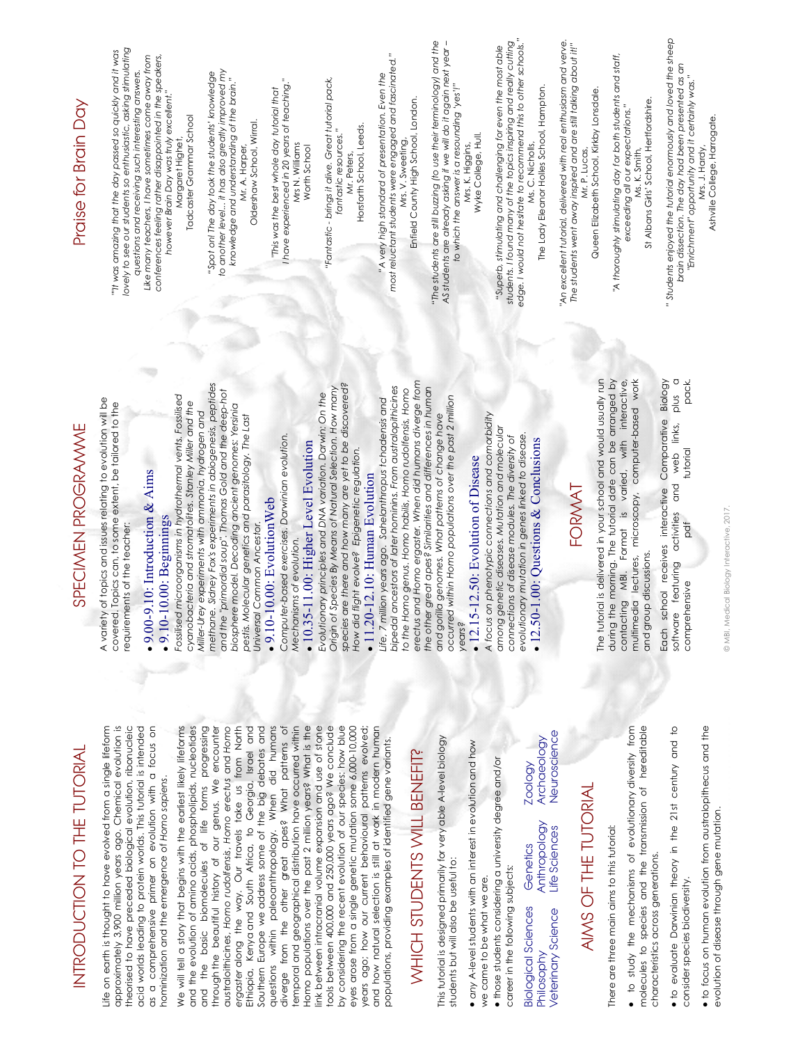# INTRODUCTION TO THE TUTORIAL

Life on earth is thought to have evolved from a single lifeform approximately 3,900 million years ago. Chemical evolution is theorised to have preceded biological evolution, ribonucleic acid worlds leading to protein worlds. This tutorial is intended as a comprehensive primer on evolution with a focus on hominization and the emergence of *Homo sapiens*.

We will tell a story that begins with the earliest likely lifeforms and the evolution of amino acids, phospholipids, nucleotides and the basic biomolecules of life forms progressing through the beautiful history of our genus. We encounter australopithecines, *Homo rudolfensis*, *Homo erectus* and *Homo ergaster* along the way. Our travels take us from North Ethiopia, Kenya and South Africa, to Georgia, Israel and Southern Europe we address some of the big debates and questions within paleoanthropology. When did humans diverge from the other great apes? What patterns of temporal and geographical distribution have occurred within Homo populations over the past 2 million years? What is the link between intracranial volume expansion and use of stone tools between 400,000 and 250,000 years ago? We conclude by considering the recent evolution of our species: how blue eyes arose from a single genetic mutation some 6,000-10,000 years ago; how our current behavioural patterns evolved; and how natural selection is still at work in modern human populations, providing examples of identified gene variants.

## WHICH STUDENTS WILL BENEFIT?

This tutorial is designed primarily for very able A-level biology students but will also be useful to:

- any A-level students with an interest in evolution and how we came to be what we are.
- those students considering a university degree and/or career in the following subjects:

| | | |
|---|---|---|
| Biological Sciences | Genetics | Zoology |
| Philosophy | Anthropology | Archaeology |
| Veterinary Science | Life Sciences | Neuroscience |

## AIMS OF THE TUTORIAL

There are three main aims to this tutorial:

- to study the mechanisms of evolutionary diversity from molecules to species and the transmission of heritable characteristics across generations.
- to evaluate Darwinian theory in the 21st century and to consider species biodiversity.
- to focus on human evolution from australopithecus and the evolution of disease through gene mutation.

# SPECIMEN PROGRAMME

A variety of topics and issues relating to evolution will be covered. Topics can, to some extent, be tailored to the requirements of the teacher:

- **9.00-9.10: Introduction & Aims**
- **9.10-10.00: Beginnings**

*Fossilised microorganisms in hydrothermal vents. Fossilised cyanobacteria and stromatolites. Stanley Miller and the Miller-Urey experiments with ammonia, hydrogen and methane. Sidney Fox's experiments in abiogenesis, peptides and the "primordial soup". Thomas Gold and the deep-hot biosphere model. Decoding ancient genomes: Yersinia pestis. Molecular genetics and parasitology. The Last Universal Common Ancestor.*

- **9.10-10.00: EvolutionWeb**

*Computer-based exercises. Darwinian evolution. Mechanisms of evolution.*

- **10.35-11.00: Higher Level Evolution**

*Evolutionary principles and DNA variation. Darwin: On the Origin of Species By Means of Natural Selection. How many species are there and how many are yet to be discovered? How did flight evolve? Epigenetic regulation.*

- **11.20-12.10: Human Evolution**

*Life, 7 million years ago. Sahelanthropus tchadensis and bipedal ancestors of later hominins. From australopithicines to the Homo genus. Homo habilis, Homo rudolfensis, Homo erectus and Homo ergaster. When did humans diverge from the other great apes? Similarities and differences in human and gorilla genomes. What patterns of change have occurred within Homo populations over the past 2 million years?*

- **12.15-12.50: Evolution of Disease**

*A focus on phenotypic connections and comorbidity among genetic diseases. Mutation and molecular connections of disease modules. The diversity of evolutionary mutation in genes linked to disease.*

- **12.50-1.00: Questions & Conclusions**

## FORMAT

The tutorial is delivered in your school and would usually run during the morning. The tutorial date can be arranged by contacting MBI. Format is varied, with interactive multimedia lectures, microscopy, computer-based work and group discussions.

Each school receives interactive Comparative Biology software featuring activities and web links, plus a comprehensive pdf tutorial pack.

© MBI, Medical Biology Interactive, 2017.

# Praise for Brain Day

*"It was amazing that the day passed so quickly and it was lovely to see our students so enthusiastic, asking stimulating questions and receiving such interesting answers. Like many teachers, I have sometimes come away from conferences feeling rather disappointed in the speakers, however Brain Day was truly excellent."*
Margaret Highet,
Tadcaster Grammar School

*"Spot on! The day took the students' knowledge to another level... it has also greatly improved my knowledge and understanding of the brain."*
Mr. A. Harper,
Oldershaw School, Wirral.

*"This was the best whole day tutorial that I have experienced in 20 years of teaching."*
Mrs N. Williams
Worth School

*"Fantastic - brings it alive. Great tutorial pack, fantastic resources."*
Mr. Peters,
Horsforth School, Leeds.

*"A very high standard of presentation. Even the most reluctant students were engaged and fascinated."*
Mrs. V. Sweeting,
Enfield County High School, London.

*"The students are still buzzing (to use their terminology) and the AS students are already asking if we will do it again next year – to which the answer is a resounding 'yes'!"*
Mrs. K. Higgins,
Wyke College, Hull.

*"Superb, stimulating and challenging for even the most able students. I found many of the topics inspiring and really cutting edge. I would not hesitate to recommend this to other schools."*
Ms. C. Nicholls,
The Lady Eleanor Holles School, Hampton.

*"An excellent tutorial, delivered with real enthusiasm and verve. The students went away inspired and are still talking about it!"*
Mr. P. Lucas,
Queen Elizabeth School, Kirkby Lonsdale.

*"A thoroughly stimulating day for both students and staff, exceeding all our expectations."*
Ms. K. Smith,
St Albans Girls' School, Hertfordshire.

*"Students enjoyed the tutorial enormously and loved the sheep brain dissection. The day had been presented as an "Enrichment" opportunity and it certainly was."*
Mrs. J. Hardy,
Ashville College, Harrogate.